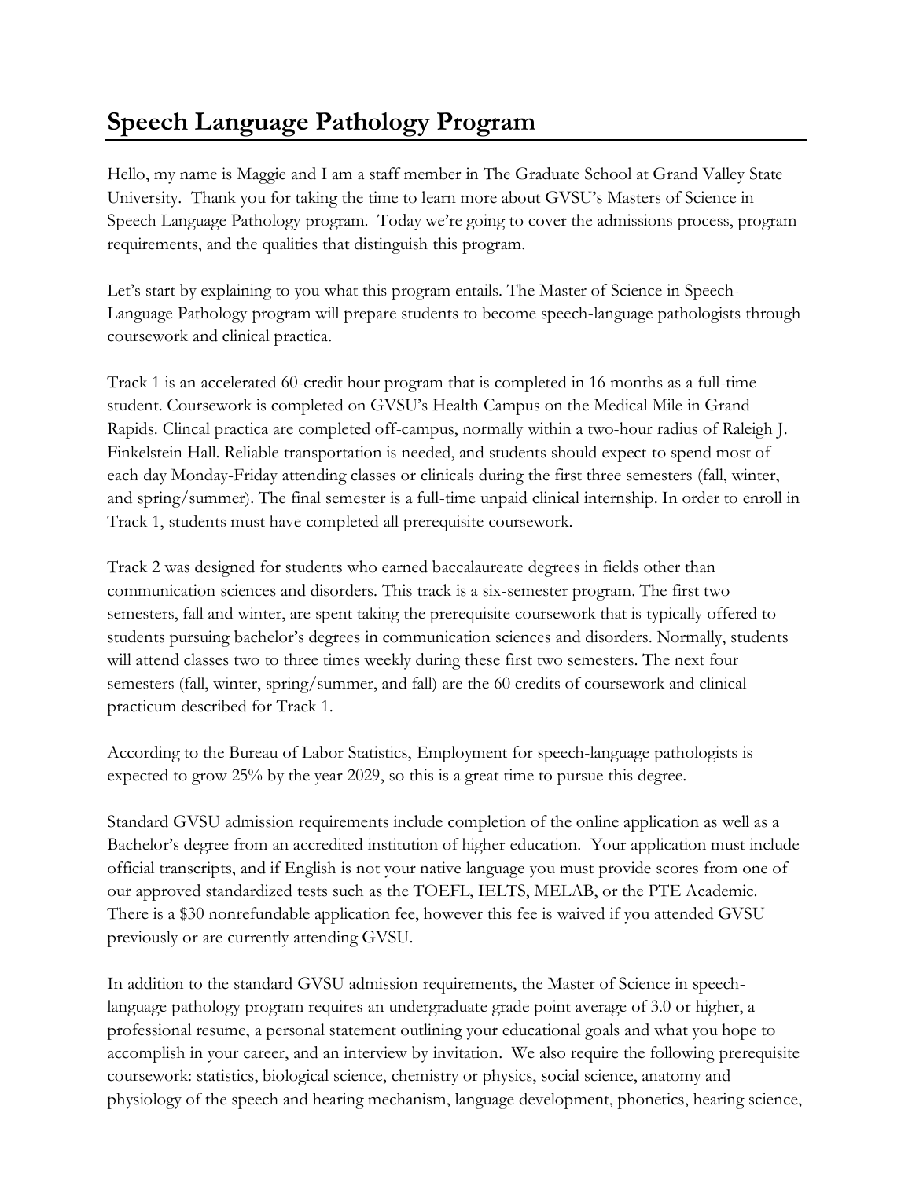# Speech Language Pathology Program

Hello, my name is Maggie and I am a staff member in The Graduate School at Grand Valley State University. Thank you for taking the time to learn more about GVSU's Masters of Science in Speech Language Pathology program. Today we're going to cover the admissions process, program requirements, and the qualities that distinguish this program.

Let's start by explaining to you what this program entails. The Master of Science in Speech-Language Pathology program will prepare students to become speech-language pathologists through coursework and clinical practica.

Track 1 is an accelerated 60-credit hour program that is completed in 16 months as a full-time student. Coursework is completed on GVSU's Health Campus on the Medical Mile in Grand Rapids. Clincal practica are completed off-campus, normally within a two-hour radius of Raleigh J. Finkelstein Hall. Reliable transportation is needed, and students should expect to spend most of each day Monday-Friday attending classes or clinicals during the first three semesters (fall, winter, and spring/summer). The final semester is a full-time unpaid clinical internship. In order to enroll in Track 1, students must have completed all prerequisite coursework.

Track 2 was designed for students who earned baccalaureate degrees in fields other than communication sciences and disorders. This track is a six-semester program. The first two semesters, fall and winter, are spent taking the prerequisite coursework that is typically offered to students pursuing bachelor's degrees in communication sciences and disorders. Normally, students will attend classes two to three times weekly during these first two semesters. The next four semesters (fall, winter, spring/summer, and fall) are the 60 credits of coursework and clinical practicum described for Track 1.

According to the Bureau of Labor Statistics, Employment for speech-language pathologists is expected to grow 25% by the year 2029, so this is a great time to pursue this degree.

Standard GVSU admission requirements include completion of the online application as well as a Bachelor's degree from an accredited institution of higher education. Your application must include official transcripts, and if English is not your native language you must provide scores from one of our approved standardized tests such as the TOEFL, IELTS, MELAB, or the PTE Academic. There is a $30 nonrefundable application fee, however this fee is waived if you attended GVSU previously or are currently attending GVSU.

In addition to the standard GVSU admission requirements, the Master of Science in speech-language pathology program requires an undergraduate grade point average of 3.0 or higher, a professional resume, a personal statement outlining your educational goals and what you hope to accomplish in your career, and an interview by invitation. We also require the following prerequisite coursework: statistics, biological science, chemistry or physics, social science, anatomy and physiology of the speech and hearing mechanism, language development, phonetics, hearing science,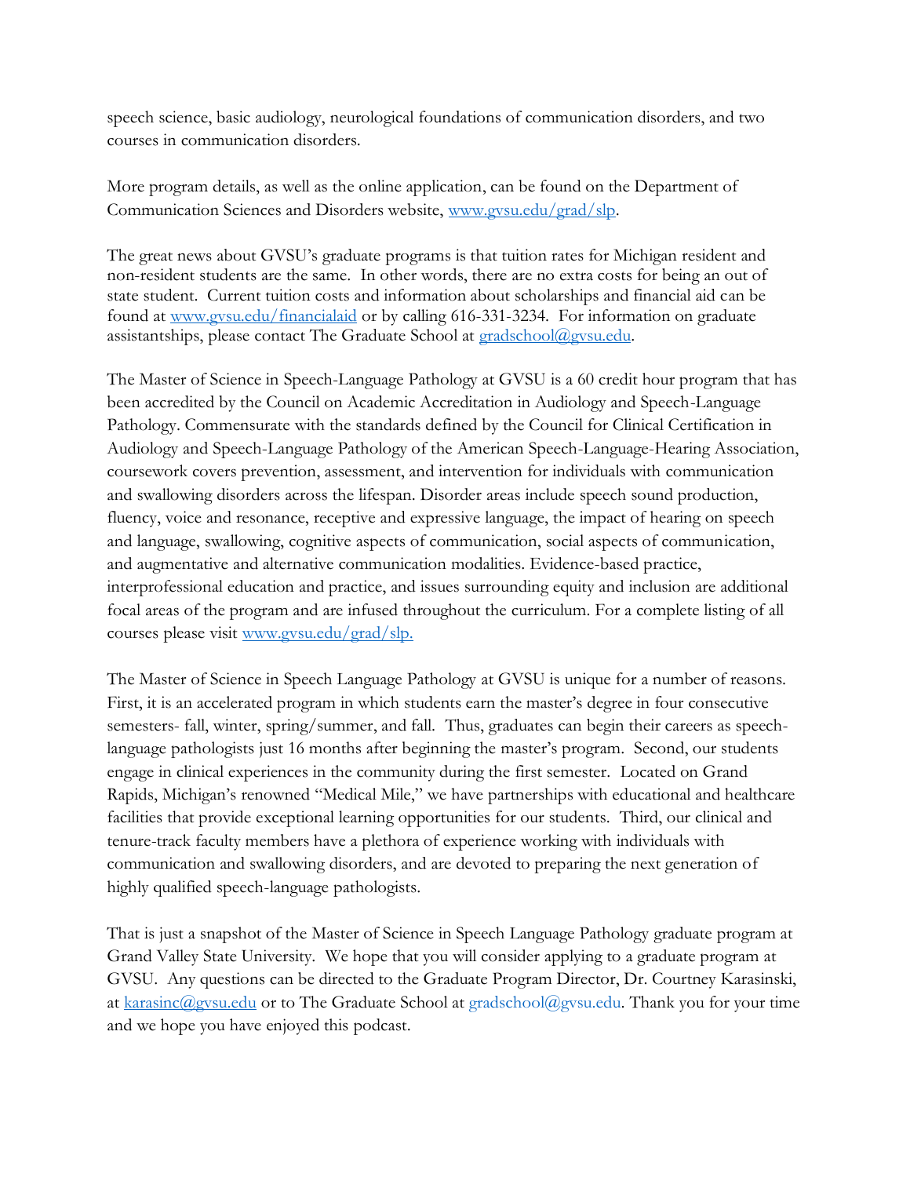speech science, basic audiology, neurological foundations of communication disorders, and two courses in communication disorders.

More program details, as well as the online application, can be found on the Department of Communication Sciences and Disorders website, www.gvsu.edu/grad/slp.

The great news about GVSU's graduate programs is that tuition rates for Michigan resident and non-resident students are the same. In other words, there are no extra costs for being an out of state student. Current tuition costs and information about scholarships and financial aid can be found at www.gvsu.edu/financialaid or by calling 616-331-3234. For information on graduate assistantships, please contact The Graduate School at gradschool@gvsu.edu.

The Master of Science in Speech-Language Pathology at GVSU is a 60 credit hour program that has been accredited by the Council on Academic Accreditation in Audiology and Speech-Language Pathology. Commensurate with the standards defined by the Council for Clinical Certification in Audiology and Speech-Language Pathology of the American Speech-Language-Hearing Association, coursework covers prevention, assessment, and intervention for individuals with communication and swallowing disorders across the lifespan. Disorder areas include speech sound production, fluency, voice and resonance, receptive and expressive language, the impact of hearing on speech and language, swallowing, cognitive aspects of communication, social aspects of communication, and augmentative and alternative communication modalities. Evidence-based practice, interprofessional education and practice, and issues surrounding equity and inclusion are additional focal areas of the program and are infused throughout the curriculum. For a complete listing of all courses please visit www.gvsu.edu/grad/slp.

The Master of Science in Speech Language Pathology at GVSU is unique for a number of reasons. First, it is an accelerated program in which students earn the master's degree in four consecutive semesters- fall, winter, spring/summer, and fall. Thus, graduates can begin their careers as speech-language pathologists just 16 months after beginning the master's program. Second, our students engage in clinical experiences in the community during the first semester. Located on Grand Rapids, Michigan's renowned "Medical Mile," we have partnerships with educational and healthcare facilities that provide exceptional learning opportunities for our students. Third, our clinical and tenure-track faculty members have a plethora of experience working with individuals with communication and swallowing disorders, and are devoted to preparing the next generation of highly qualified speech-language pathologists.

That is just a snapshot of the Master of Science in Speech Language Pathology graduate program at Grand Valley State University. We hope that you will consider applying to a graduate program at GVSU. Any questions can be directed to the Graduate Program Director, Dr. Courtney Karasinski, at karasinc@gvsu.edu or to The Graduate School at gradschool@gvsu.edu. Thank you for your time and we hope you have enjoyed this podcast.